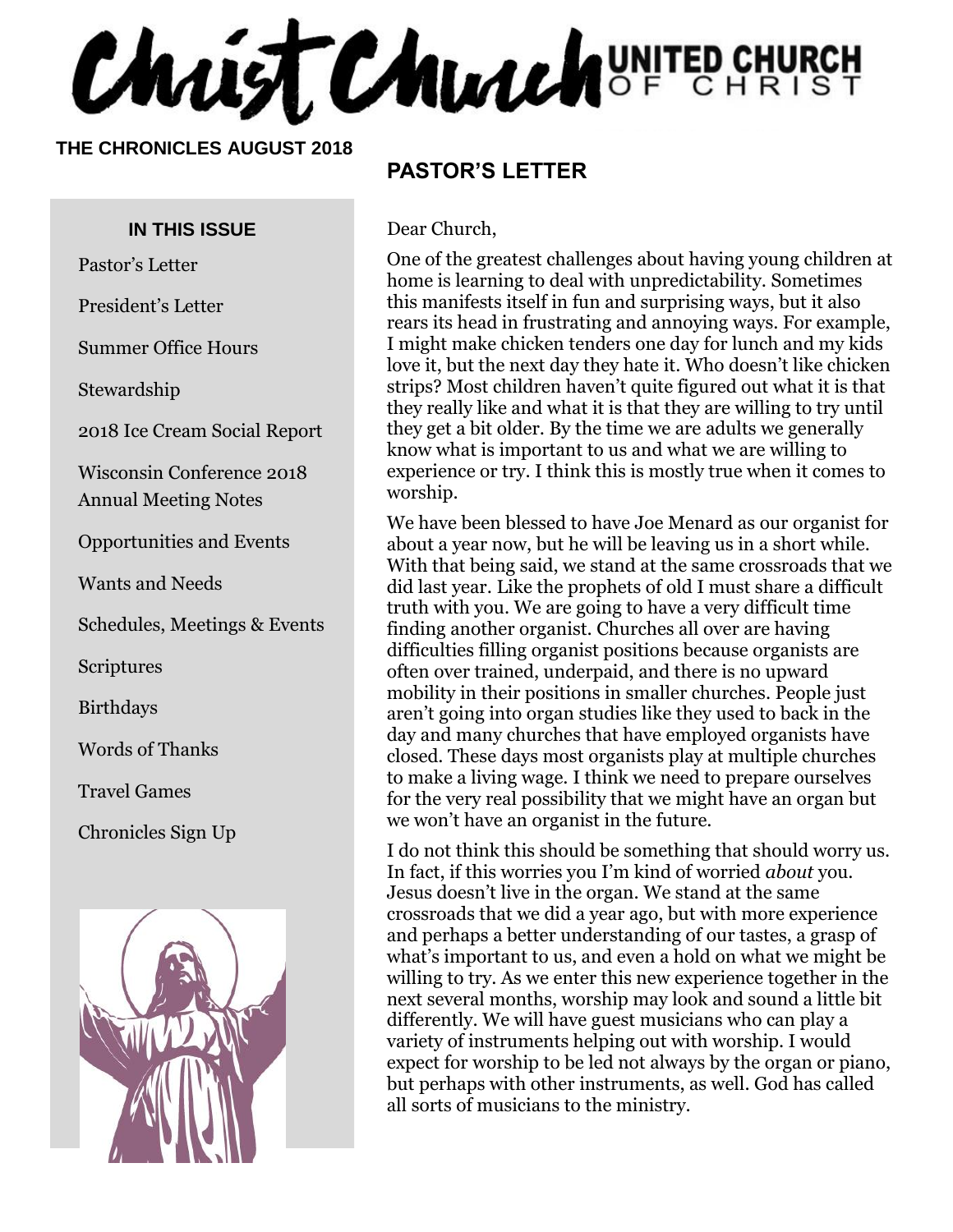# Christ Church UNITED CHURCH OF CHRIST

**THE CHRONICLES AUGUST 2018**

**IN THIS ISSUE**

- Pastor's Letter
- President's Letter
- Summer Office Hours
- Stewardship
- 2018 Ice Cream Social Report
- Wisconsin Conference 2018 Annual Meeting Notes
- Opportunities and Events
- Wants and Needs
- Schedules, Meetings & Events
- Scriptures
- Birthdays
- Words of Thanks
- Travel Games
- Chronicles Sign Up

## PASTOR'S LETTER

Dear Church,

One of the greatest challenges about having young children at home is learning to deal with unpredictability. Sometimes this manifests itself in fun and surprising ways, but it also rears its head in frustrating and annoying ways. For example, I might make chicken tenders one day for lunch and my kids love it, but the next day they hate it. Who doesn't like chicken strips? Most children haven't quite figured out what it is that they really like and what it is that they are willing to try until they get a bit older. By the time we are adults we generally know what is important to us and what we are willing to experience or try. I think this is mostly true when it comes to worship.

We have been blessed to have Joe Menard as our organist for about a year now, but he will be leaving us in a short while. With that being said, we stand at the same crossroads that we did last year. Like the prophets of old I must share a difficult truth with you. We are going to have a very difficult time finding another organist. Churches all over are having difficulties filling organist positions because organists are often over trained, underpaid, and there is no upward mobility in their positions in smaller churches. People just aren't going into organ studies like they used to back in the day and many churches that have employed organists have closed. These days most organists play at multiple churches to make a living wage. I think we need to prepare ourselves for the very real possibility that we might have an organ but we won't have an organist in the future.

I do not think this should be something that should worry us. In fact, if this worries you I'm kind of worried *about* you. Jesus doesn't live in the organ. We stand at the same crossroads that we did a year ago, but with more experience and perhaps a better understanding of our tastes, a grasp of what's important to us, and even a hold on what we might be willing to try. As we enter this new experience together in the next several months, worship may look and sound a little bit differently. We will have guest musicians who can play a variety of instruments helping out with worship. I would expect for worship to be led not always by the organ or piano, but perhaps with other instruments, as well. God has called all sorts of musicians to the ministry.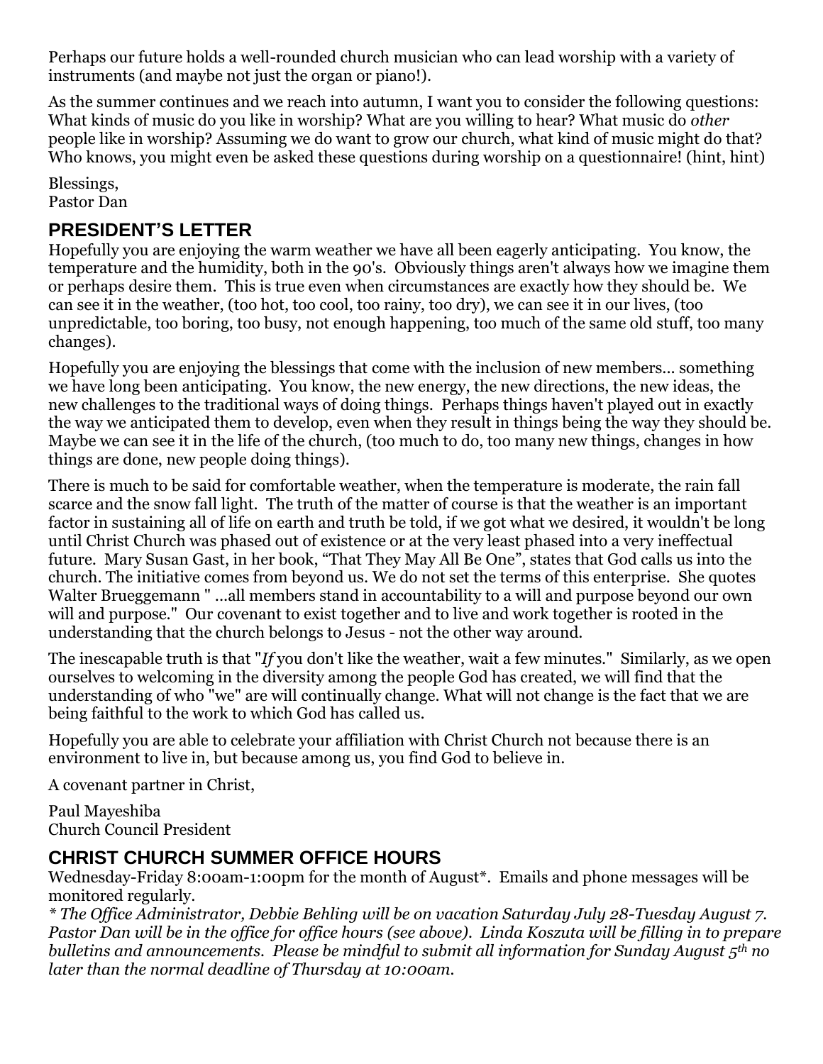Perhaps our future holds a well-rounded church musician who can lead worship with a variety of instruments (and maybe not just the organ or piano!).

As the summer continues and we reach into autumn, I want you to consider the following questions: What kinds of music do you like in worship? What are you willing to hear? What music do *other* people like in worship? Assuming we do want to grow our church, what kind of music might do that? Who knows, you might even be asked these questions during worship on a questionnaire! (hint, hint)

Blessings,
Pastor Dan

## PRESIDENT'S LETTER

Hopefully you are enjoying the warm weather we have all been eagerly anticipating. You know, the temperature and the humidity, both in the 90's. Obviously things aren't always how we imagine them or perhaps desire them. This is true even when circumstances are exactly how they should be. We can see it in the weather, (too hot, too cool, too rainy, too dry), we can see it in our lives, (too unpredictable, too boring, too busy, not enough happening, too much of the same old stuff, too many changes).

Hopefully you are enjoying the blessings that come with the inclusion of new members... something we have long been anticipating. You know, the new energy, the new directions, the new ideas, the new challenges to the traditional ways of doing things. Perhaps things haven't played out in exactly the way we anticipated them to develop, even when they result in things being the way they should be. Maybe we can see it in the life of the church, (too much to do, too many new things, changes in how things are done, new people doing things).

There is much to be said for comfortable weather, when the temperature is moderate, the rain fall scarce and the snow fall light. The truth of the matter of course is that the weather is an important factor in sustaining all of life on earth and truth be told, if we got what we desired, it wouldn't be long until Christ Church was phased out of existence or at the very least phased into a very ineffectual future. Mary Susan Gast, in her book, "That They May All Be One", states that God calls us into the church. The initiative comes from beyond us. We do not set the terms of this enterprise. She quotes Walter Brueggemann " ...all members stand in accountability to a will and purpose beyond our own will and purpose." Our covenant to exist together and to live and work together is rooted in the understanding that the church belongs to Jesus - not the other way around.

The inescapable truth is that "*If* you don't like the weather, wait a few minutes." Similarly, as we open ourselves to welcoming in the diversity among the people God has created, we will find that the understanding of who "we" are will continually change. What will not change is the fact that we are being faithful to the work to which God has called us.

Hopefully you are able to celebrate your affiliation with Christ Church not because there is an environment to live in, but because among us, you find God to believe in.

A covenant partner in Christ,

Paul Mayeshiba
Church Council President

## CHRIST CHURCH SUMMER OFFICE HOURS

Wednesday-Friday 8:00am-1:00pm for the month of August*. Emails and phone messages will be monitored regularly.
*\* The Office Administrator, Debbie Behling will be on vacation Saturday July 28-Tuesday August 7. Pastor Dan will be in the office for office hours (see above). Linda Koszuta will be filling in to prepare bulletins and announcements. Please be mindful to submit all information for Sunday August 5th no later than the normal deadline of Thursday at 10:00am.*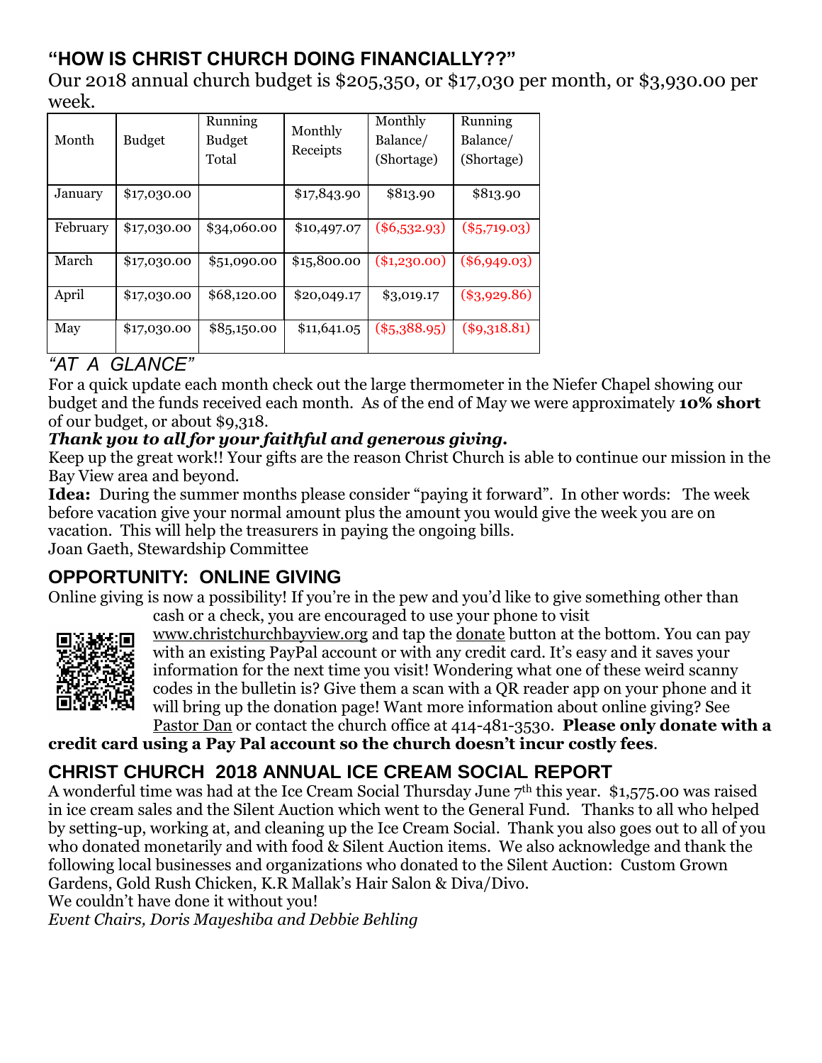## "HOW IS CHRIST CHURCH DOING FINANCIALLY??"

Our 2018 annual church budget is $205,350, or $17,030 per month, or $3,930.00 per week.

| Month | Budget | Running Budget Total | Monthly Receipts | Monthly Balance/ (Shortage) | Running Balance/ (Shortage) |
|---|---|---|---|---|---|
| January | $17,030.00 | | $17,843.90 | $813.90 | $813.90 |
| February | $17,030.00 | $34,060.00 | $10,497.07 | ($6,532.93) | ($5,719.03) |
| March | $17,030.00 | $51,090.00 | $15,800.00 | ($1,230.00) | ($6,949.03) |
| April | $17,030.00 | $68,120.00 | $20,049.17 | $3,019.17 | ($3,929.86) |
| May | $17,030.00 | $85,150.00 | $11,641.05 | ($5,388.95) | ($9,318.81) |

*"AT A GLANCE"*

For a quick update each month check out the large thermometer in the Niefer Chapel showing our budget and the funds received each month. As of the end of May we were approximately **10% short** of our budget, or about $9,318.

***Thank you to all for your faithful and generous giving.***

Keep up the great work!! Your gifts are the reason Christ Church is able to continue our mission in the Bay View area and beyond.

**Idea:** During the summer months please consider "paying it forward". In other words: The week before vacation give your normal amount plus the amount you would give the week you are on vacation. This will help the treasurers in paying the ongoing bills.

Joan Gaeth, Stewardship Committee

## OPPORTUNITY: ONLINE GIVING

Online giving is now a possibility! If you're in the pew and you'd like to give something other than cash or a check, you are encouraged to use your phone to visit www.christchurchbayview.org and tap the donate button at the bottom. You can pay with an existing PayPal account or with any credit card. It's easy and it saves your information for the next time you visit! Wondering what one of these weird scanny codes in the bulletin is? Give them a scan with a QR reader app on your phone and it will bring up the donation page! Want more information about online giving? See Pastor Dan or contact the church office at 414-481-3530. **Please only donate with a credit card using a Pay Pal account so the church doesn't incur costly fees**.

## CHRIST CHURCH 2018 ANNUAL ICE CREAM SOCIAL REPORT

A wonderful time was had at the Ice Cream Social Thursday June 7th this year. $1,575.00 was raised in ice cream sales and the Silent Auction which went to the General Fund. Thanks to all who helped by setting-up, working at, and cleaning up the Ice Cream Social. Thank you also goes out to all of you who donated monetarily and with food & Silent Auction items. We also acknowledge and thank the following local businesses and organizations who donated to the Silent Auction: Custom Grown Gardens, Gold Rush Chicken, K.R Mallak's Hair Salon & Diva/Divo.

We couldn't have done it without you!

*Event Chairs, Doris Mayeshiba and Debbie Behling*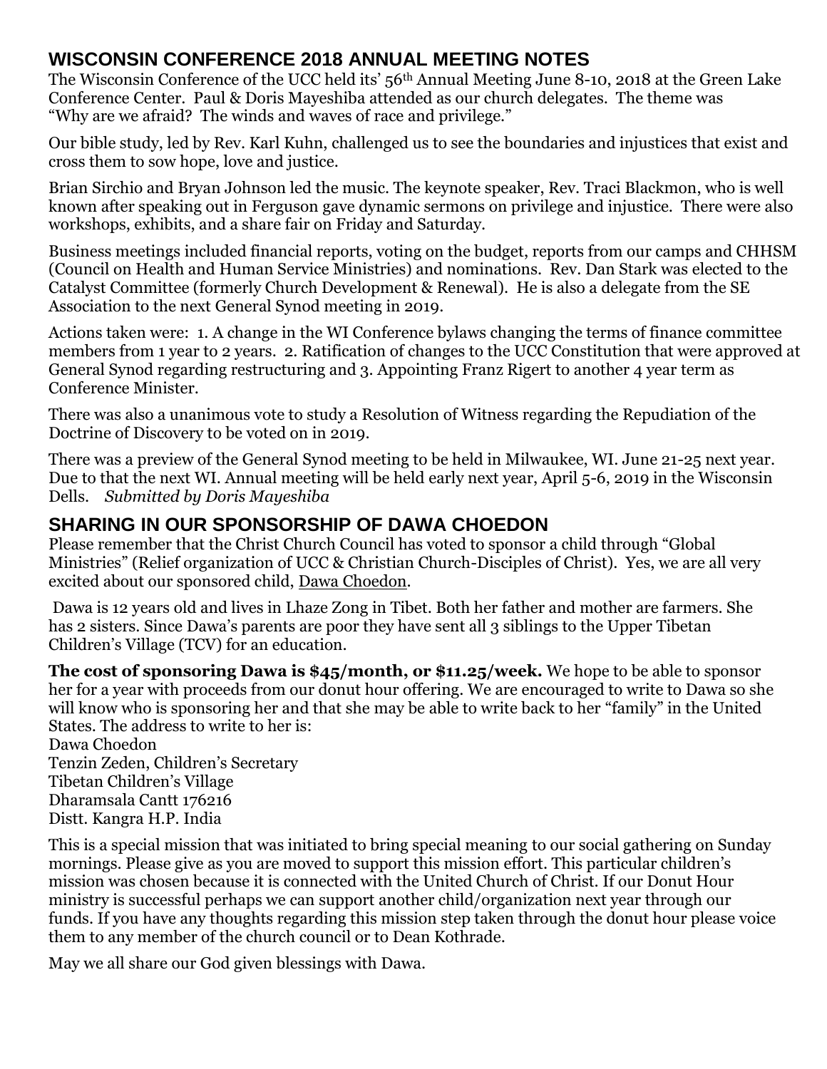## WISCONSIN CONFERENCE 2018 ANNUAL MEETING NOTES

The Wisconsin Conference of the UCC held its' 56th Annual Meeting June 8-10, 2018 at the Green Lake Conference Center. Paul & Doris Mayeshiba attended as our church delegates. The theme was "Why are we afraid? The winds and waves of race and privilege."

Our bible study, led by Rev. Karl Kuhn, challenged us to see the boundaries and injustices that exist and cross them to sow hope, love and justice.

Brian Sirchio and Bryan Johnson led the music. The keynote speaker, Rev. Traci Blackmon, who is well known after speaking out in Ferguson gave dynamic sermons on privilege and injustice. There were also workshops, exhibits, and a share fair on Friday and Saturday.

Business meetings included financial reports, voting on the budget, reports from our camps and CHHSM (Council on Health and Human Service Ministries) and nominations. Rev. Dan Stark was elected to the Catalyst Committee (formerly Church Development & Renewal). He is also a delegate from the SE Association to the next General Synod meeting in 2019.

Actions taken were: 1. A change in the WI Conference bylaws changing the terms of finance committee members from 1 year to 2 years. 2. Ratification of changes to the UCC Constitution that were approved at General Synod regarding restructuring and 3. Appointing Franz Rigert to another 4 year term as Conference Minister.

There was also a unanimous vote to study a Resolution of Witness regarding the Repudiation of the Doctrine of Discovery to be voted on in 2019.

There was a preview of the General Synod meeting to be held in Milwaukee, WI. June 21-25 next year. Due to that the next WI. Annual meeting will be held early next year, April 5-6, 2019 in the Wisconsin Dells. *Submitted by Doris Mayeshiba*

## SHARING IN OUR SPONSORSHIP OF DAWA CHOEDON

Please remember that the Christ Church Council has voted to sponsor a child through "Global Ministries" (Relief organization of UCC & Christian Church-Disciples of Christ). Yes, we are all very excited about our sponsored child, Dawa Choedon.

Dawa is 12 years old and lives in Lhaze Zong in Tibet. Both her father and mother are farmers. She has 2 sisters. Since Dawa's parents are poor they have sent all 3 siblings to the Upper Tibetan Children's Village (TCV) for an education.

**The cost of sponsoring Dawa is $45/month, or $11.25/week.** We hope to be able to sponsor her for a year with proceeds from our donut hour offering. We are encouraged to write to Dawa so she will know who is sponsoring her and that she may be able to write back to her "family" in the United States. The address to write to her is:

Dawa Choedon
Tenzin Zeden, Children's Secretary
Tibetan Children's Village
Dharamsala Cantt 176216
Distt. Kangra H.P. India

This is a special mission that was initiated to bring special meaning to our social gathering on Sunday mornings. Please give as you are moved to support this mission effort. This particular children's mission was chosen because it is connected with the United Church of Christ. If our Donut Hour ministry is successful perhaps we can support another child/organization next year through our funds. If you have any thoughts regarding this mission step taken through the donut hour please voice them to any member of the church council or to Dean Kothrade.

May we all share our God given blessings with Dawa.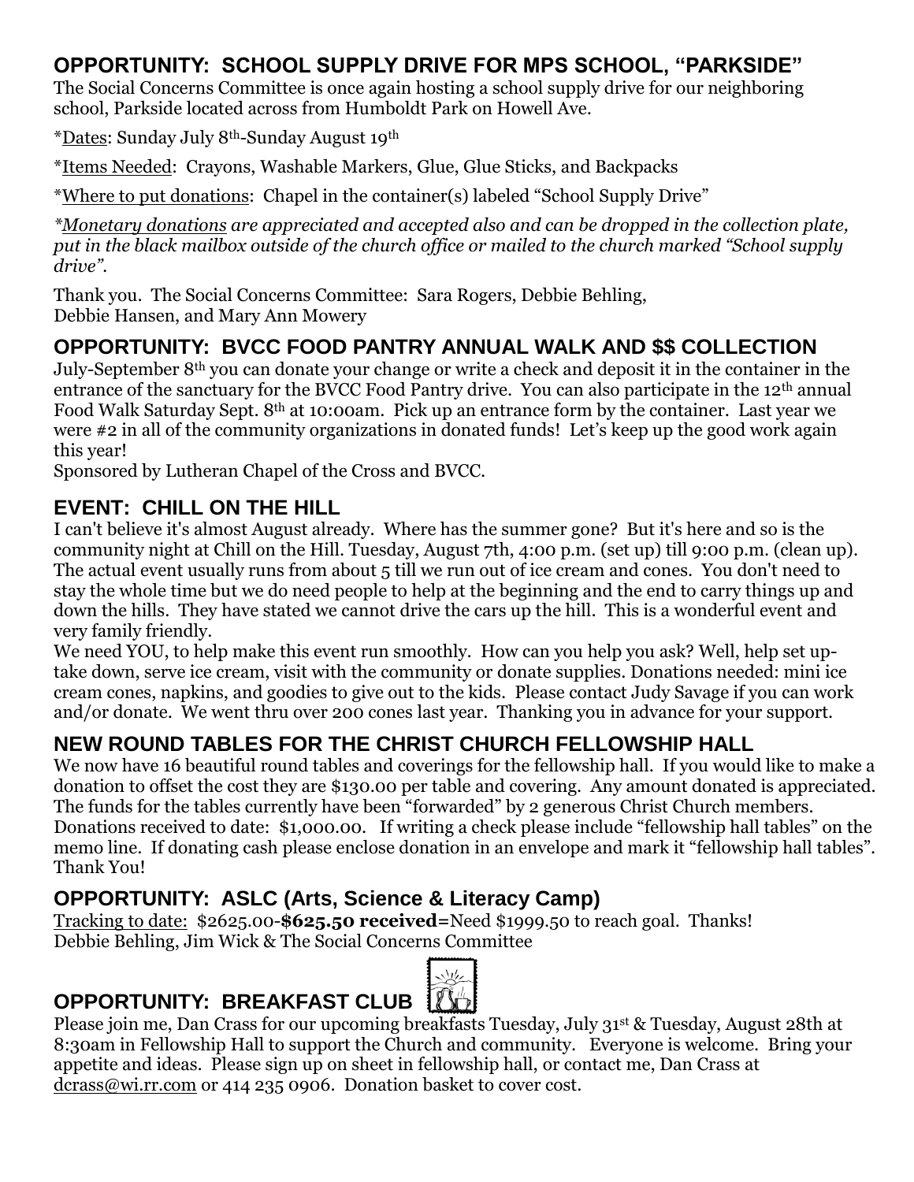## OPPORTUNITY: SCHOOL SUPPLY DRIVE FOR MPS SCHOOL, "PARKSIDE"

The Social Concerns Committee is once again hosting a school supply drive for our neighboring school, Parkside located across from Humboldt Park on Howell Ave.

*Dates: Sunday July 8th-Sunday August 19th

*Items Needed: Crayons, Washable Markers, Glue, Glue Sticks, and Backpacks

*Where to put donations: Chapel in the container(s) labeled "School Supply Drive"

*\*Monetary donations are appreciated and accepted also and can be dropped in the collection plate, put in the black mailbox outside of the church office or mailed to the church marked "School supply drive".*

Thank you. The Social Concerns Committee: Sara Rogers, Debbie Behling, Debbie Hansen, and Mary Ann Mowery

## OPPORTUNITY: BVCC FOOD PANTRY ANNUAL WALK AND $$ COLLECTION

July-September 8th you can donate your change or write a check and deposit it in the container in the entrance of the sanctuary for the BVCC Food Pantry drive. You can also participate in the 12th annual Food Walk Saturday Sept. 8th at 10:00am. Pick up an entrance form by the container. Last year we were #2 in all of the community organizations in donated funds! Let's keep up the good work again this year!

Sponsored by Lutheran Chapel of the Cross and BVCC.

## EVENT: CHILL ON THE HILL

I can't believe it's almost August already. Where has the summer gone? But it's here and so is the community night at Chill on the Hill. Tuesday, August 7th, 4:00 p.m. (set up) till 9:00 p.m. (clean up). The actual event usually runs from about 5 till we run out of ice cream and cones. You don't need to stay the whole time but we do need people to help at the beginning and the end to carry things up and down the hills. They have stated we cannot drive the cars up the hill. This is a wonderful event and very family friendly.

We need YOU, to help make this event run smoothly. How can you help you ask? Well, help set up-take down, serve ice cream, visit with the community or donate supplies. Donations needed: mini ice cream cones, napkins, and goodies to give out to the kids. Please contact Judy Savage if you can work and/or donate. We went thru over 200 cones last year. Thanking you in advance for your support.

## NEW ROUND TABLES FOR THE CHRIST CHURCH FELLOWSHIP HALL

We now have 16 beautiful round tables and coverings for the fellowship hall. If you would like to make a donation to offset the cost they are $130.00 per table and covering. Any amount donated is appreciated. The funds for the tables currently have been "forwarded" by 2 generous Christ Church members. Donations received to date: $1,000.00. If writing a check please include "fellowship hall tables" on the memo line. If donating cash please enclose donation in an envelope and mark it "fellowship hall tables". Thank You!

## OPPORTUNITY: ASLC (Arts, Science & Literacy Camp)

Tracking to date: $2625.00-**$625.50 received**=Need $1999.50 to reach goal. Thanks!
Debbie Behling, Jim Wick & The Social Concerns Committee

## OPPORTUNITY: BREAKFAST CLUB

Please join me, Dan Crass for our upcoming breakfasts Tuesday, July 31st & Tuesday, August 28th at 8:30am in Fellowship Hall to support the Church and community. Everyone is welcome. Bring your appetite and ideas. Please sign up on sheet in fellowship hall, or contact me, Dan Crass at dcrass@wi.rr.com or 414 235 0906. Donation basket to cover cost.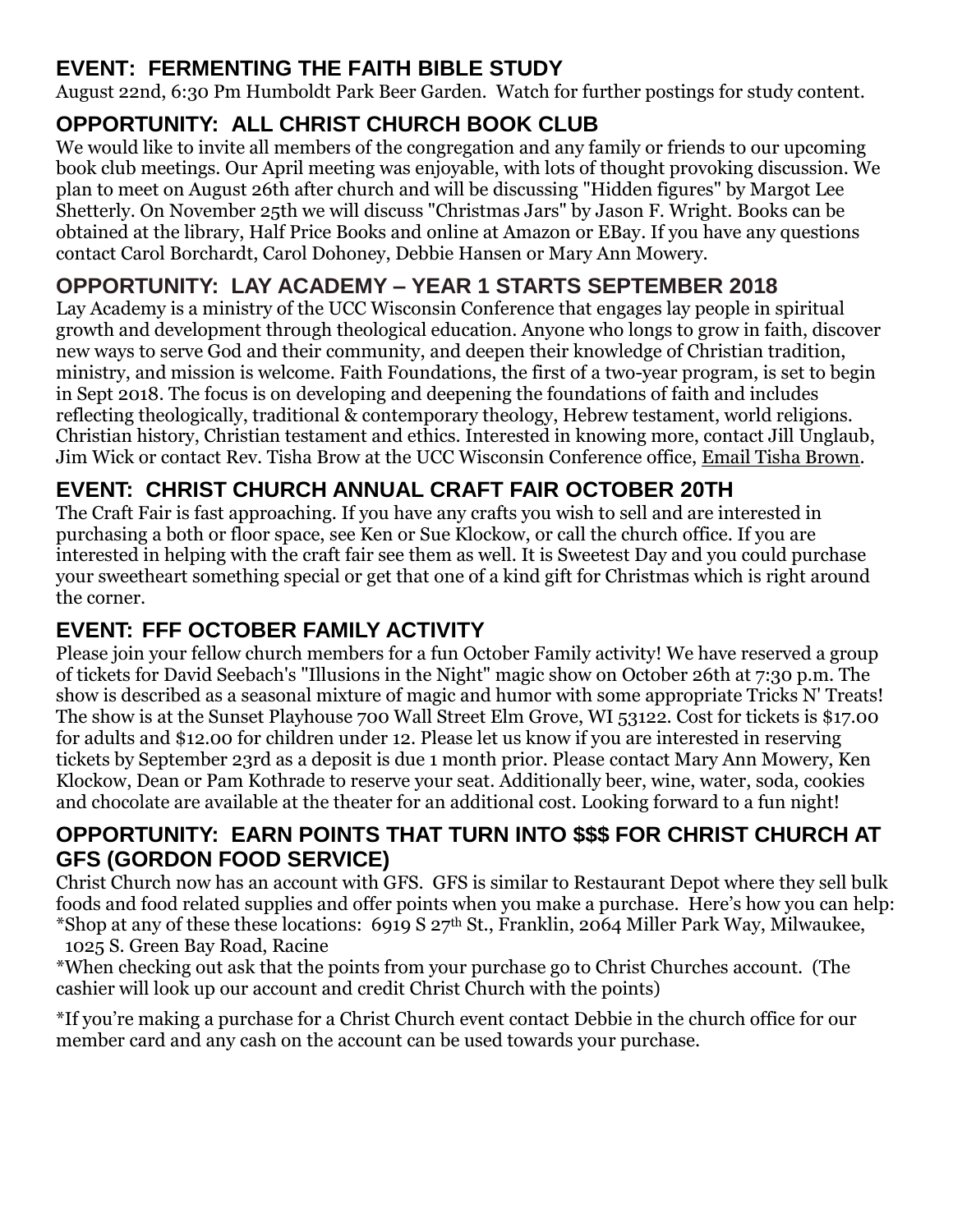## EVENT: FERMENTING THE FAITH BIBLE STUDY

August 22nd, 6:30 Pm Humboldt Park Beer Garden. Watch for further postings for study content.

## OPPORTUNITY: ALL CHRIST CHURCH BOOK CLUB

We would like to invite all members of the congregation and any family or friends to our upcoming book club meetings. Our April meeting was enjoyable, with lots of thought provoking discussion. We plan to meet on August 26th after church and will be discussing "Hidden figures" by Margot Lee Shetterly. On November 25th we will discuss "Christmas Jars" by Jason F. Wright. Books can be obtained at the library, Half Price Books and online at Amazon or EBay. If you have any questions contact Carol Borchardt, Carol Dohoney, Debbie Hansen or Mary Ann Mowery.

## OPPORTUNITY: LAY ACADEMY – YEAR 1 STARTS SEPTEMBER 2018

Lay Academy is a ministry of the UCC Wisconsin Conference that engages lay people in spiritual growth and development through theological education. Anyone who longs to grow in faith, discover new ways to serve God and their community, and deepen their knowledge of Christian tradition, ministry, and mission is welcome. Faith Foundations, the first of a two-year program, is set to begin in Sept 2018. The focus is on developing and deepening the foundations of faith and includes reflecting theologically, traditional & contemporary theology, Hebrew testament, world religions. Christian history, Christian testament and ethics. Interested in knowing more, contact Jill Unglaub, Jim Wick or contact Rev. Tisha Brow at the UCC Wisconsin Conference office, Email Tisha Brown.

## EVENT: CHRIST CHURCH ANNUAL CRAFT FAIR OCTOBER 20TH

The Craft Fair is fast approaching. If you have any crafts you wish to sell and are interested in purchasing a both or floor space, see Ken or Sue Klockow, or call the church office. If you are interested in helping with the craft fair see them as well. It is Sweetest Day and you could purchase your sweetheart something special or get that one of a kind gift for Christmas which is right around the corner.

## EVENT: FFF OCTOBER FAMILY ACTIVITY

Please join your fellow church members for a fun October Family activity! We have reserved a group of tickets for David Seebach's "Illusions in the Night" magic show on October 26th at 7:30 p.m. The show is described as a seasonal mixture of magic and humor with some appropriate Tricks N' Treats! The show is at the Sunset Playhouse 700 Wall Street Elm Grove, WI 53122. Cost for tickets is $17.00 for adults and $12.00 for children under 12. Please let us know if you are interested in reserving tickets by September 23rd as a deposit is due 1 month prior. Please contact Mary Ann Mowery, Ken Klockow, Dean or Pam Kothrade to reserve your seat. Additionally beer, wine, water, soda, cookies and chocolate are available at the theater for an additional cost. Looking forward to a fun night!

## OPPORTUNITY: EARN POINTS THAT TURN INTO $$$ FOR CHRIST CHURCH AT GFS (GORDON FOOD SERVICE)

Christ Church now has an account with GFS. GFS is similar to Restaurant Depot where they sell bulk foods and food related supplies and offer points when you make a purchase. Here's how you can help:

*Shop at any of these these locations: 6919 S 27th St., Franklin, 2064 Miller Park Way, Milwaukee, 1025 S. Green Bay Road, Racine

*When checking out ask that the points from your purchase go to Christ Churches account. (The cashier will look up our account and credit Christ Church with the points)

*If you're making a purchase for a Christ Church event contact Debbie in the church office for our member card and any cash on the account can be used towards your purchase.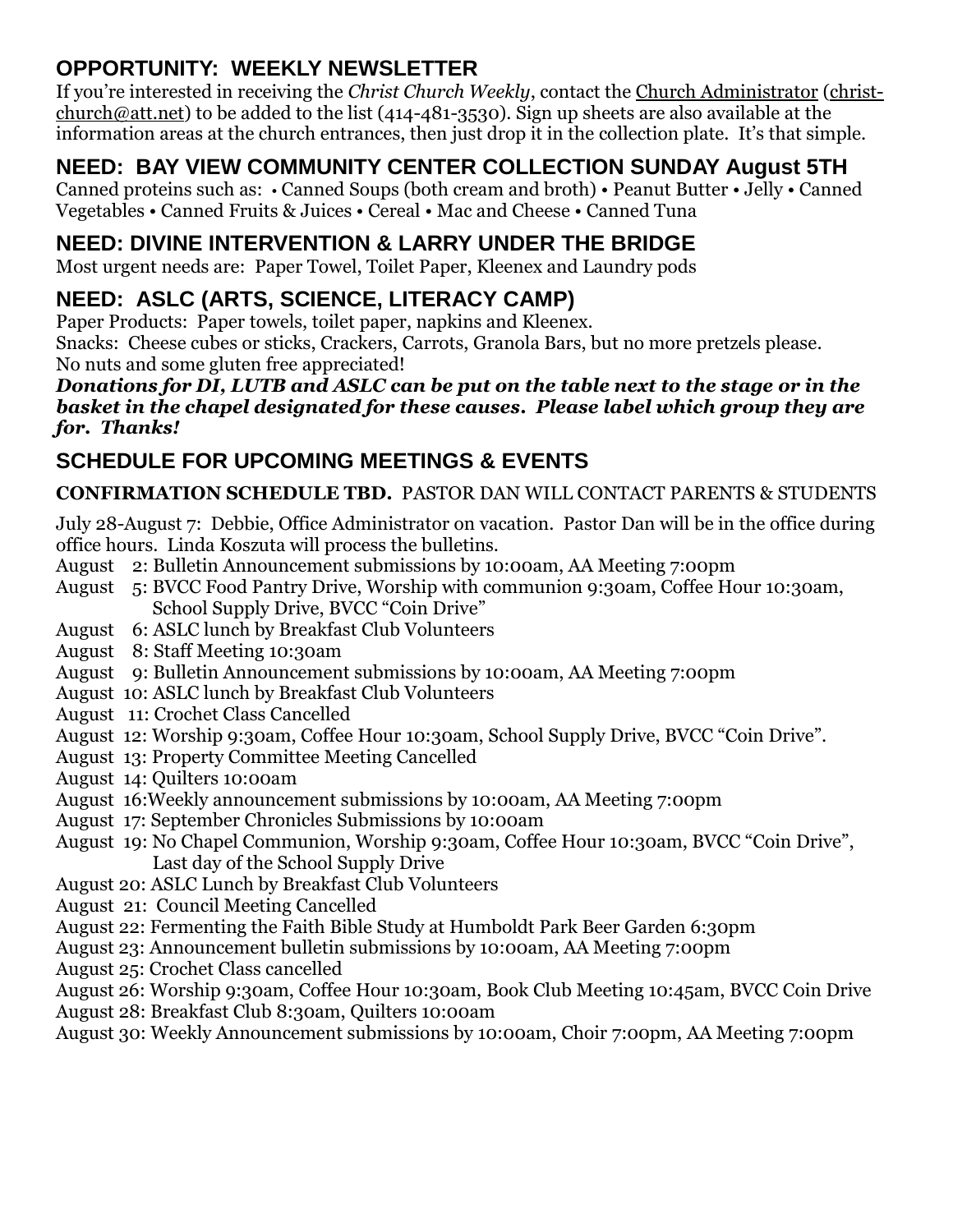## OPPORTUNITY: WEEKLY NEWSLETTER

If you're interested in receiving the *Christ Church Weekly*, contact the Church Administrator (christ-church@att.net) to be added to the list (414-481-3530). Sign up sheets are also available at the information areas at the church entrances, then just drop it in the collection plate. It's that simple.

## NEED: BAY VIEW COMMUNITY CENTER COLLECTION SUNDAY August 5TH

Canned proteins such as: • Canned Soups (both cream and broth) • Peanut Butter • Jelly • Canned Vegetables • Canned Fruits & Juices • Cereal • Mac and Cheese • Canned Tuna

## NEED: DIVINE INTERVENTION & LARRY UNDER THE BRIDGE

Most urgent needs are: Paper Towel, Toilet Paper, Kleenex and Laundry pods

## NEED: ASLC (ARTS, SCIENCE, LITERACY CAMP)

Paper Products: Paper towels, toilet paper, napkins and Kleenex.
Snacks: Cheese cubes or sticks, Crackers, Carrots, Granola Bars, but no more pretzels please.
No nuts and some gluten free appreciated!

***Donations for DI, LUTB and ASLC can be put on the table next to the stage or in the basket in the chapel designated for these causes. Please label which group they are for. Thanks!***

## SCHEDULE FOR UPCOMING MEETINGS & EVENTS

**CONFIRMATION SCHEDULE TBD.** PASTOR DAN WILL CONTACT PARENTS & STUDENTS

July 28-August 7: Debbie, Office Administrator on vacation. Pastor Dan will be in the office during office hours. Linda Koszuta will process the bulletins.

August 2: Bulletin Announcement submissions by 10:00am, AA Meeting 7:00pm
August 5: BVCC Food Pantry Drive, Worship with communion 9:30am, Coffee Hour 10:30am, School Supply Drive, BVCC "Coin Drive"
August 6: ASLC lunch by Breakfast Club Volunteers
August 8: Staff Meeting 10:30am
August 9: Bulletin Announcement submissions by 10:00am, AA Meeting 7:00pm
August 10: ASLC lunch by Breakfast Club Volunteers
August 11: Crochet Class Cancelled
August 12: Worship 9:30am, Coffee Hour 10:30am, School Supply Drive, BVCC "Coin Drive".
August 13: Property Committee Meeting Cancelled
August 14: Quilters 10:00am
August 16: Weekly announcement submissions by 10:00am, AA Meeting 7:00pm
August 17: September Chronicles Submissions by 10:00am
August 19: No Chapel Communion, Worship 9:30am, Coffee Hour 10:30am, BVCC "Coin Drive", Last day of the School Supply Drive
August 20: ASLC Lunch by Breakfast Club Volunteers
August 21: Council Meeting Cancelled
August 22: Fermenting the Faith Bible Study at Humboldt Park Beer Garden 6:30pm
August 23: Announcement bulletin submissions by 10:00am, AA Meeting 7:00pm
August 25: Crochet Class cancelled
August 26: Worship 9:30am, Coffee Hour 10:30am, Book Club Meeting 10:45am, BVCC Coin Drive
August 28: Breakfast Club 8:30am, Quilters 10:00am
August 30: Weekly Announcement submissions by 10:00am, Choir 7:00pm, AA Meeting 7:00pm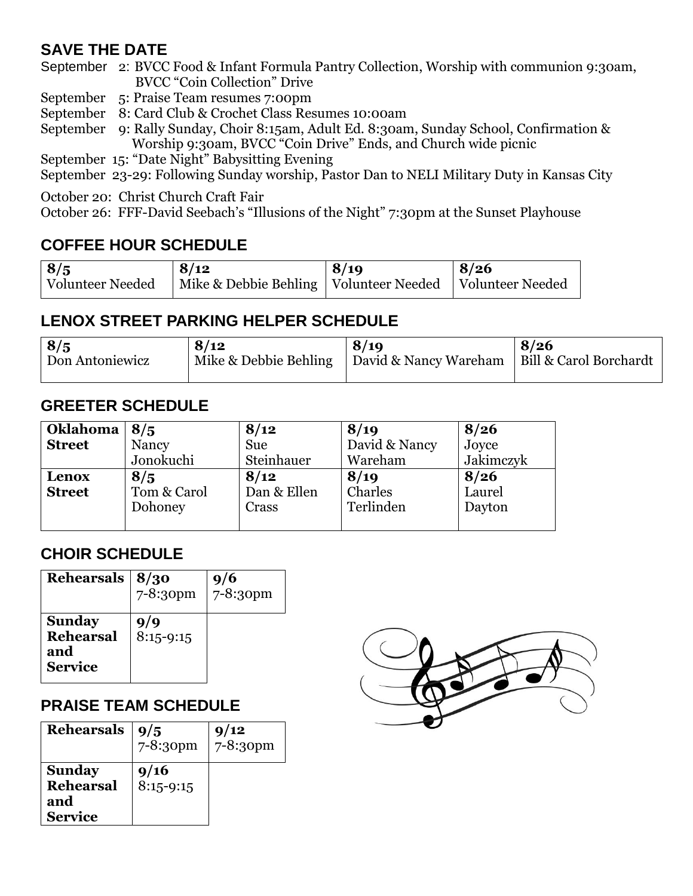## SAVE THE DATE

September 2: BVCC Food & Infant Formula Pantry Collection, Worship with communion 9:30am, BVCC "Coin Collection" Drive
September 5: Praise Team resumes 7:00pm
September 8: Card Club & Crochet Class Resumes 10:00am
September 9: Rally Sunday, Choir 8:15am, Adult Ed. 8:30am, Sunday School, Confirmation & Worship 9:30am, BVCC "Coin Drive" Ends, and Church wide picnic
September 15: "Date Night" Babysitting Evening
September 23-29: Following Sunday worship, Pastor Dan to NELI Military Duty in Kansas City

October 20: Christ Church Craft Fair
October 26: FFF-David Seebach's "Illusions of the Night" 7:30pm at the Sunset Playhouse

## COFFEE HOUR SCHEDULE

| 8/5 | 8/12 | 8/19 | 8/26 |
|---|---|---|---|
| Volunteer Needed | Mike & Debbie Behling | Volunteer Needed | Volunteer Needed |

## LENOX STREET PARKING HELPER SCHEDULE

| 8/5 | 8/12 | 8/19 | 8/26 |
|---|---|---|---|
| Don Antoniewicz | Mike & Debbie Behling | David & Nancy Wareham | Bill & Carol Borchardt |

## GREETER SCHEDULE

| | | | | |
|---|---|---|---|---|
| **Oklahoma Street** | **8/5** Nancy Jonokuchi | **8/12** Sue Steinhauer | **8/19** David & Nancy Wareham | **8/26** Joyce Jakimczyk |
| **Lenox Street** | **8/5** Tom & Carol Dohoney | **8/12** Dan & Ellen Crass | **8/19** Charles Terlinden | **8/26** Laurel Dayton |

## CHOIR SCHEDULE

| | | |
|---|---|---|
| **Rehearsals** | **8/30** 7-8:30pm | **9/6** 7-8:30pm |
| **Sunday Rehearsal and Service** | **9/9** 8:15-9:15 | |

## PRAISE TEAM SCHEDULE

| | | |
|---|---|---|
| **Rehearsals** | **9/5** 7-8:30pm | **9/12** 7-8:30pm |
| **Sunday Rehearsal and Service** | **9/16** 8:15-9:15 | |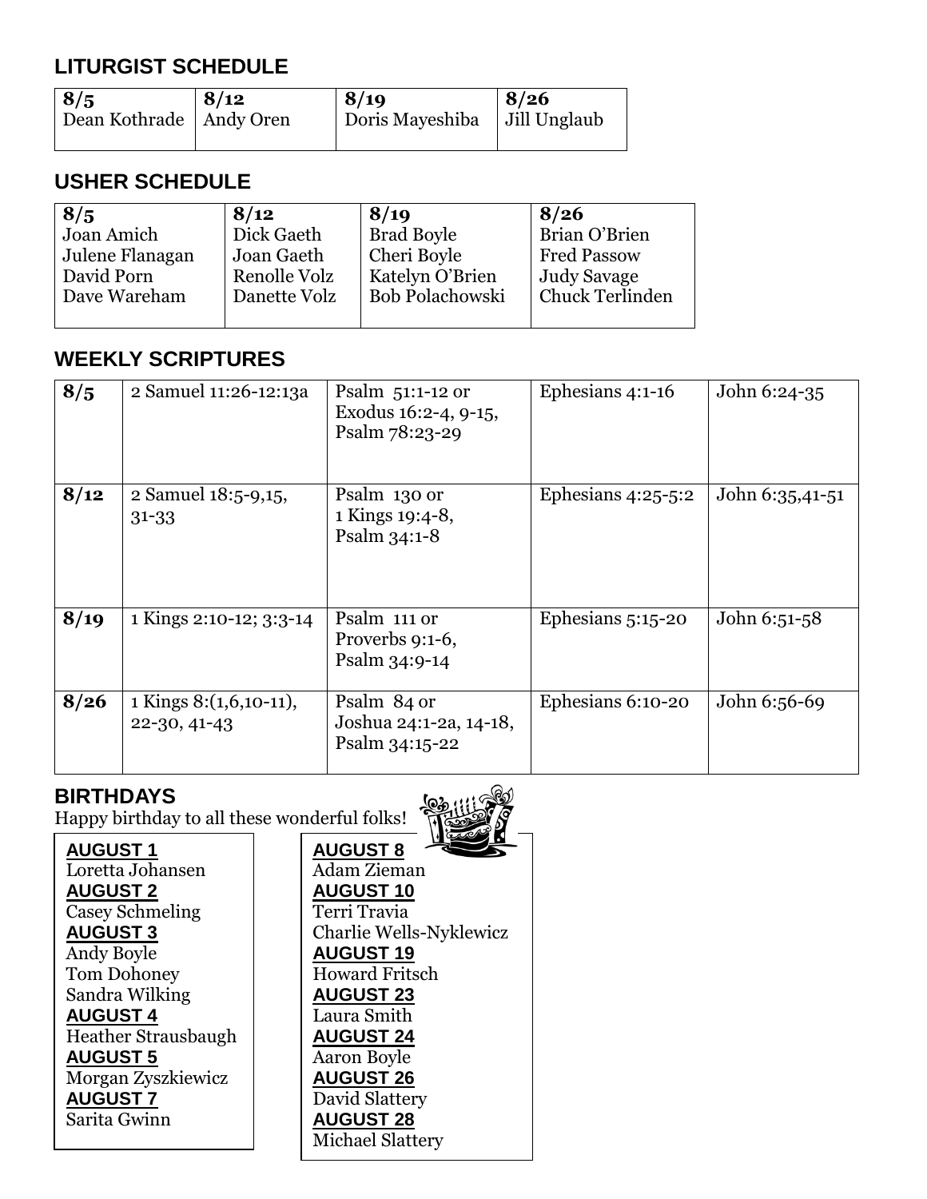## LITURGIST SCHEDULE

| 8/5 | 8/12 | 8/19 | 8/26 |
|---|---|---|---|
| Dean Kothrade | Andy Oren | Doris Mayeshiba | Jill Unglaub |

## USHER SCHEDULE

| 8/5 | 8/12 | 8/19 | 8/26 |
|---|---|---|---|
| Joan Amich | Dick Gaeth | Brad Boyle | Brian O'Brien |
| Julene Flanagan | Joan Gaeth | Cheri Boyle | Fred Passow |
| David Porn | Renolle Volz | Katelyn O'Brien | Judy Savage |
| Dave Wareham | Danette Volz | Bob Polachowski | Chuck Terlinden |

## WEEKLY SCRIPTURES

| | | | | |
|---|---|---|---|---|
| **8/5** | 2 Samuel 11:26-12:13a | Psalm 51:1-12 or Exodus 16:2-4, 9-15, Psalm 78:23-29 | Ephesians 4:1-16 | John 6:24-35 |
| **8/12** | 2 Samuel 18:5-9,15, 31-33 | Psalm 130 or 1 Kings 19:4-8, Psalm 34:1-8 | Ephesians 4:25-5:2 | John 6:35,41-51 |
| **8/19** | 1 Kings 2:10-12; 3:3-14 | Psalm 111 or Proverbs 9:1-6, Psalm 34:9-14 | Ephesians 5:15-20 | John 6:51-58 |
| **8/26** | 1 Kings 8:(1,6,10-11), 22-30, 41-43 | Psalm 84 or Joshua 24:1-2a, 14-18, Psalm 34:15-22 | Ephesians 6:10-20 | John 6:56-69 |

## BIRTHDAYS

Happy birthday to all these wonderful folks!

**AUGUST 1**
Loretta Johansen

**AUGUST 2**
Casey Schmeling

**AUGUST 3**
Andy Boyle
Tom Dohoney
Sandra Wilking

**AUGUST 4**
Heather Strausbaugh

**AUGUST 5**
Morgan Zyszkiewicz

**AUGUST 7**
Sarita Gwinn

**AUGUST 8**
Adam Zieman

**AUGUST 10**
Terri Travia
Charlie Wells-Nyklewicz

**AUGUST 19**
Howard Fritsch

**AUGUST 23**
Laura Smith

**AUGUST 24**
Aaron Boyle

**AUGUST 26**
David Slattery

**AUGUST 28**
Michael Slattery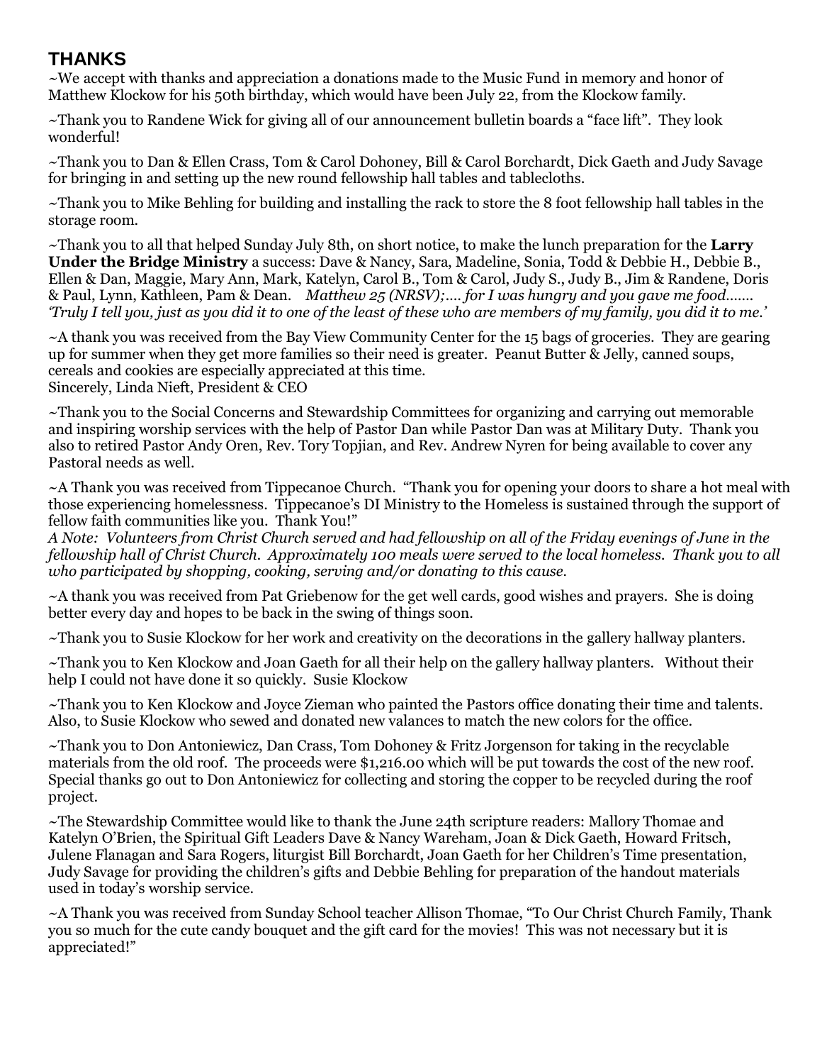## THANKS

~We accept with thanks and appreciation a donations made to the Music Fund in memory and honor of Matthew Klockow for his 50th birthday, which would have been July 22, from the Klockow family.

~Thank you to Randene Wick for giving all of our announcement bulletin boards a "face lift". They look wonderful!

~Thank you to Dan & Ellen Crass, Tom & Carol Dohoney, Bill & Carol Borchardt, Dick Gaeth and Judy Savage for bringing in and setting up the new round fellowship hall tables and tablecloths.

~Thank you to Mike Behling for building and installing the rack to store the 8 foot fellowship hall tables in the storage room.

~Thank you to all that helped Sunday July 8th, on short notice, to make the lunch preparation for the **Larry Under the Bridge Ministry** a success: Dave & Nancy, Sara, Madeline, Sonia, Todd & Debbie H., Debbie B., Ellen & Dan, Maggie, Mary Ann, Mark, Katelyn, Carol B., Tom & Carol, Judy S., Judy B., Jim & Randene, Doris & Paul, Lynn, Kathleen, Pam & Dean. *Matthew 25 (NRSV);.... for I was hungry and you gave me food....... 'Truly I tell you, just as you did it to one of the least of these who are members of my family, you did it to me.'*

~A thank you was received from the Bay View Community Center for the 15 bags of groceries. They are gearing up for summer when they get more families so their need is greater. Peanut Butter & Jelly, canned soups, cereals and cookies are especially appreciated at this time.
Sincerely, Linda Nieft, President & CEO

~Thank you to the Social Concerns and Stewardship Committees for organizing and carrying out memorable and inspiring worship services with the help of Pastor Dan while Pastor Dan was at Military Duty. Thank you also to retired Pastor Andy Oren, Rev. Tory Topjian, and Rev. Andrew Nyren for being available to cover any Pastoral needs as well.

~A Thank you was received from Tippecanoe Church. "Thank you for opening your doors to share a hot meal with those experiencing homelessness. Tippecanoe's DI Ministry to the Homeless is sustained through the support of fellow faith communities like you. Thank You!"
*A Note: Volunteers from Christ Church served and had fellowship on all of the Friday evenings of June in the fellowship hall of Christ Church. Approximately 100 meals were served to the local homeless. Thank you to all who participated by shopping, cooking, serving and/or donating to this cause.*

~A thank you was received from Pat Griebenow for the get well cards, good wishes and prayers. She is doing better every day and hopes to be back in the swing of things soon.

~Thank you to Susie Klockow for her work and creativity on the decorations in the gallery hallway planters.

~Thank you to Ken Klockow and Joan Gaeth for all their help on the gallery hallway planters. Without their help I could not have done it so quickly. Susie Klockow

~Thank you to Ken Klockow and Joyce Zieman who painted the Pastors office donating their time and talents. Also, to Susie Klockow who sewed and donated new valances to match the new colors for the office.

~Thank you to Don Antoniewicz, Dan Crass, Tom Dohoney & Fritz Jorgenson for taking in the recyclable materials from the old roof. The proceeds were $1,216.00 which will be put towards the cost of the new roof. Special thanks go out to Don Antoniewicz for collecting and storing the copper to be recycled during the roof project.

~The Stewardship Committee would like to thank the June 24th scripture readers: Mallory Thomae and Katelyn O'Brien, the Spiritual Gift Leaders Dave & Nancy Wareham, Joan & Dick Gaeth, Howard Fritsch, Julene Flanagan and Sara Rogers, liturgist Bill Borchardt, Joan Gaeth for her Children's Time presentation, Judy Savage for providing the children's gifts and Debbie Behling for preparation of the handout materials used in today's worship service.

~A Thank you was received from Sunday School teacher Allison Thomae, "To Our Christ Church Family, Thank you so much for the cute candy bouquet and the gift card for the movies! This was not necessary but it is appreciated!"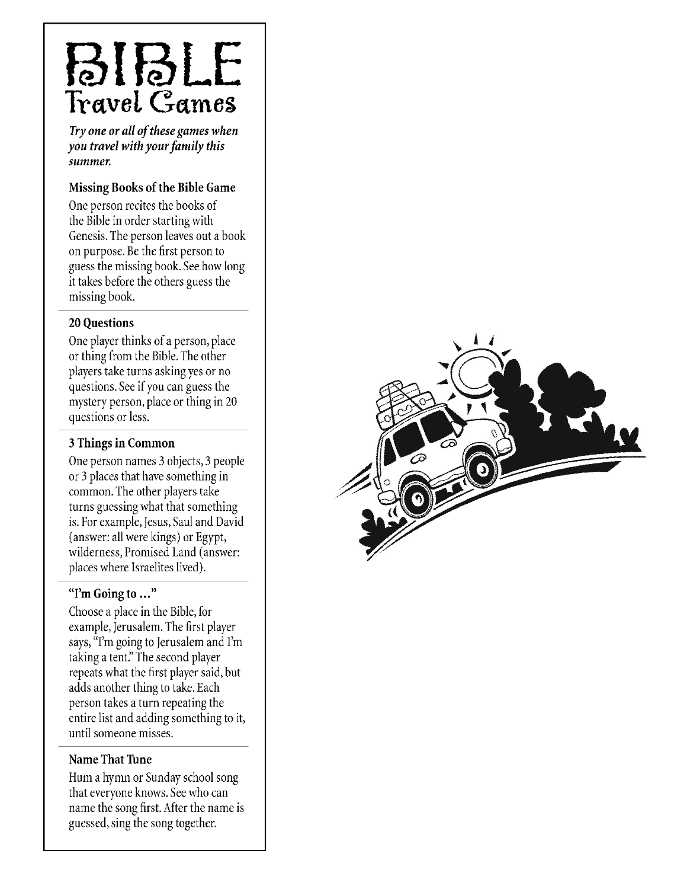# BIBLE Travel Games

***Try one or all of these games when you travel with your family this summer.***

### Missing Books of the Bible Game

One person recites the books of the Bible in order starting with Genesis. The person leaves out a book on purpose. Be the first person to guess the missing book. See how long it takes before the others guess the missing book.

### 20 Questions

One player thinks of a person, place or thing from the Bible. The other players take turns asking yes or no questions. See if you can guess the mystery person, place or thing in 20 questions or less.

### 3 Things in Common

One person names 3 objects, 3 people or 3 places that have something in common. The other players take turns guessing what that something is. For example, Jesus, Saul and David (answer: all were kings) or Egypt, wilderness, Promised Land (answer: places where Israelites lived).

### "I'm Going to ..."

Choose a place in the Bible, for example, Jerusalem. The first player says, "I'm going to Jerusalem and I'm taking a tent." The second player repeats what the first player said, but adds another thing to take. Each person takes a turn repeating the entire list and adding something to it, until someone misses.

### Name That Tune

Hum a hymn or Sunday school song that everyone knows. See who can name the song first. After the name is guessed, sing the song together.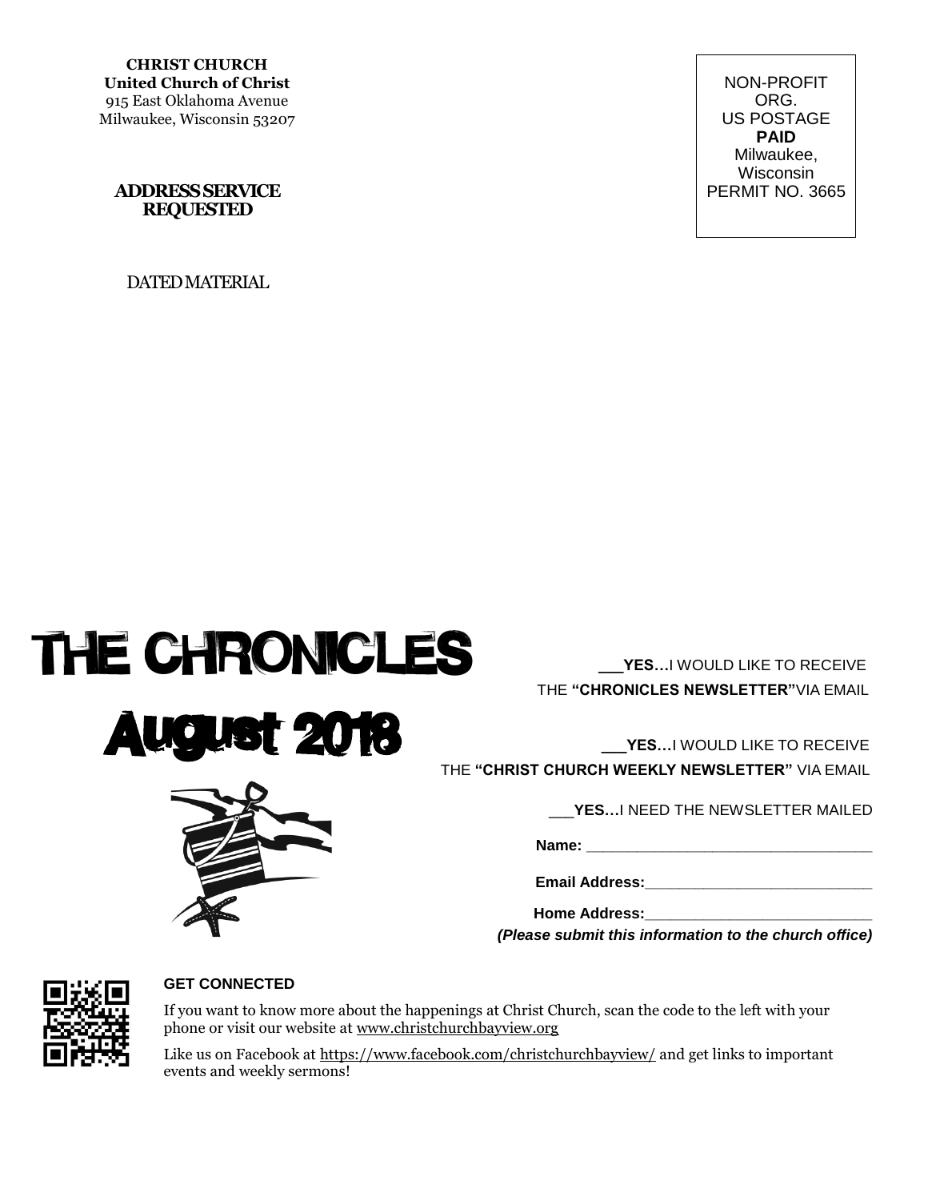**CHRIST CHURCH**
**United Church of Christ**
915 East Oklahoma Avenue
Milwaukee, Wisconsin 53207

NON-PROFIT ORG.
US POSTAGE
**PAID**
Milwaukee, Wisconsin
PERMIT NO. 3665

**ADDRESS SERVICE REQUESTED**

DATED MATERIAL

# THE CHRONICLES

# August 2018

___**YES…**I WOULD LIKE TO RECEIVE THE **"CHRONICLES NEWSLETTER"** VIA EMAIL

___**YES…**I WOULD LIKE TO RECEIVE THE **"CHRIST CHURCH WEEKLY NEWSLETTER"** VIA EMAIL

___**YES…**I NEED THE NEWSLETTER MAILED

**Name:** ______________________________

**Email Address:**________________________

**Home Address:**________________________

***(Please submit this information to the church office)***

**GET CONNECTED**

If you want to know more about the happenings at Christ Church, scan the code to the left with your phone or visit our website at www.christchurchbayview.org

Like us on Facebook at https://www.facebook.com/christchurchbayview/ and get links to important events and weekly sermons!